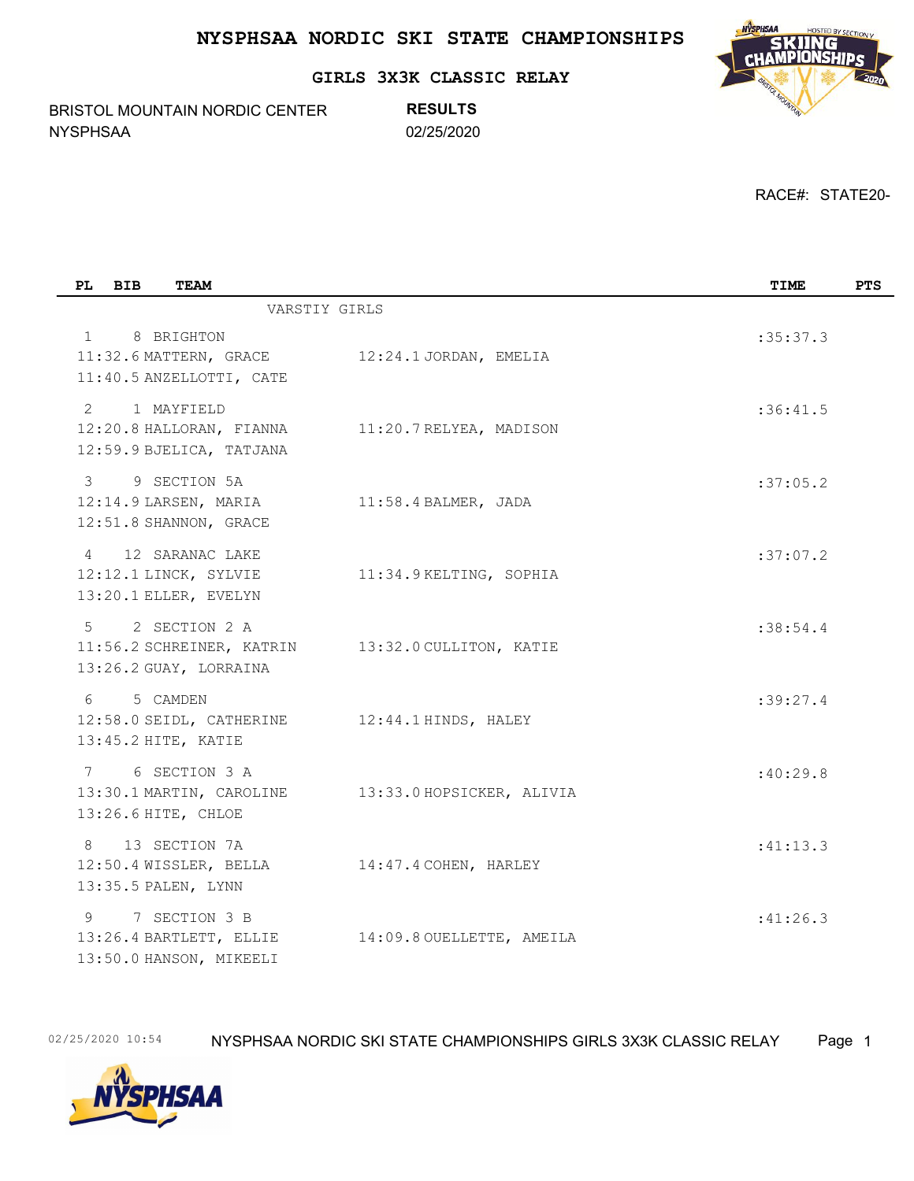# NYSPHSAA NORDIC SKI STATE CHAMPIONSHIPS

## GIRLS 3X3K CLASSIC RELAY

BRISTOL MOUNTAIN NORDIC CENTER
NYSPHSAA

**RESULTS**
02/25/2020

RACE#: STATE20-

| PL | BIB | TEAM | | TIME | PTS |
|---|---|---|---|---|---|
| | | VARSTIY GIRLS | | | |
| 1 | 8 | BRIGHTON | | :35:37.3 | |
| | | 11:32.6 MATTERN, GRACE | 12:24.1 JORDAN, EMELIA | | |
| | | 11:40.5 ANZELLOTTI, CATE | | | |
| 2 | 1 | MAYFIELD | | :36:41.5 | |
| | | 12:20.8 HALLORAN, FIANNA | 11:20.7 RELYEA, MADISON | | |
| | | 12:59.9 BJELICA, TATJANA | | | |
| 3 | 9 | SECTION 5A | | :37:05.2 | |
| | | 12:14.9 LARSEN, MARIA | 11:58.4 BALMER, JADA | | |
| | | 12:51.8 SHANNON, GRACE | | | |
| 4 | 12 | SARANAC LAKE | | :37:07.2 | |
| | | 12:12.1 LINCK, SYLVIE | 11:34.9 KELTING, SOPHIA | | |
| | | 13:20.1 ELLER, EVELYN | | | |
| 5 | 2 | SECTION 2 A | | :38:54.4 | |
| | | 11:56.2 SCHREINER, KATRIN | 13:32.0 CULLITON, KATIE | | |
| | | 13:26.2 GUAY, LORRAINA | | | |
| 6 | 5 | CAMDEN | | :39:27.4 | |
| | | 12:58.0 SEIDL, CATHERINE | 12:44.1 HINDS, HALEY | | |
| | | 13:45.2 HITE, KATIE | | | |
| 7 | 6 | SECTION 3 A | | :40:29.8 | |
| | | 13:30.1 MARTIN, CAROLINE | 13:33.0 HOPSICKER, ALIVIA | | |
| | | 13:26.6 HITE, CHLOE | | | |
| 8 | 13 | SECTION 7A | | :41:13.3 | |
| | | 12:50.4 WISSLER, BELLA | 14:47.4 COHEN, HARLEY | | |
| | | 13:35.5 PALEN, LYNN | | | |
| 9 | 7 | SECTION 3 B | | :41:26.3 | |
| | | 13:26.4 BARTLETT, ELLIE | 14:09.8 OUELLETTE, AMEILA | | |
| | | 13:50.0 HANSON, MIKEELI | | | |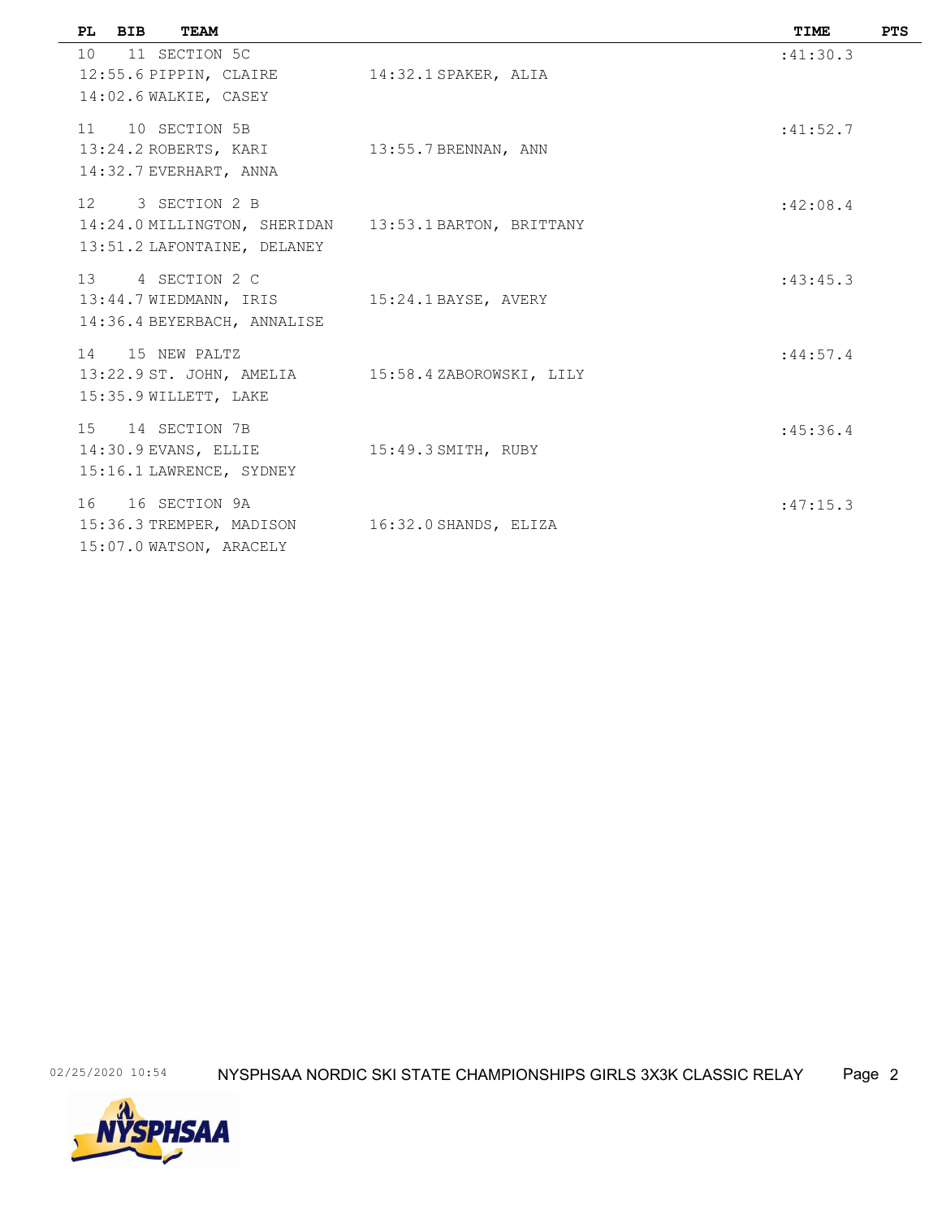| PL | BIB | TEAM | | TIME | PTS |
|---|---|---|---|---|---|
| 10 | 11 | SECTION 5C | | :41:30.3 | |
| | | 12:55.6 PIPPIN, CLAIRE | 14:32.1 SPAKER, ALIA | | |
| | | 14:02.6 WALKIE, CASEY | | | |
| 11 | 10 | SECTION 5B | | :41:52.7 | |
| | | 13:24.2 ROBERTS, KARI | 13:55.7 BRENNAN, ANN | | |
| | | 14:32.7 EVERHART, ANNA | | | |
| 12 | 3 | SECTION 2 B | | :42:08.4 | |
| | | 14:24.0 MILLINGTON, SHERIDAN | 13:53.1 BARTON, BRITTANY | | |
| | | 13:51.2 LAFONTAINE, DELANEY | | | |
| 13 | 4 | SECTION 2 C | | :43:45.3 | |
| | | 13:44.7 WIEDMANN, IRIS | 15:24.1 BAYSE, AVERY | | |
| | | 14:36.4 BEYERBACH, ANNALISE | | | |
| 14 | 15 | NEW PALTZ | | :44:57.4 | |
| | | 13:22.9 ST. JOHN, AMELIA | 15:58.4 ZABOROWSKI, LILY | | |
| | | 15:35.9 WILLETT, LAKE | | | |
| 15 | 14 | SECTION 7B | | :45:36.4 | |
| | | 14:30.9 EVANS, ELLIE | 15:49.3 SMITH, RUBY | | |
| | | 15:16.1 LAWRENCE, SYDNEY | | | |
| 16 | 16 | SECTION 9A | | :47:15.3 | |
| | | 15:36.3 TREMPER, MADISON | 16:32.0 SHANDS, ELIZA | | |
| | | 15:07.0 WATSON, ARACELY | | | |